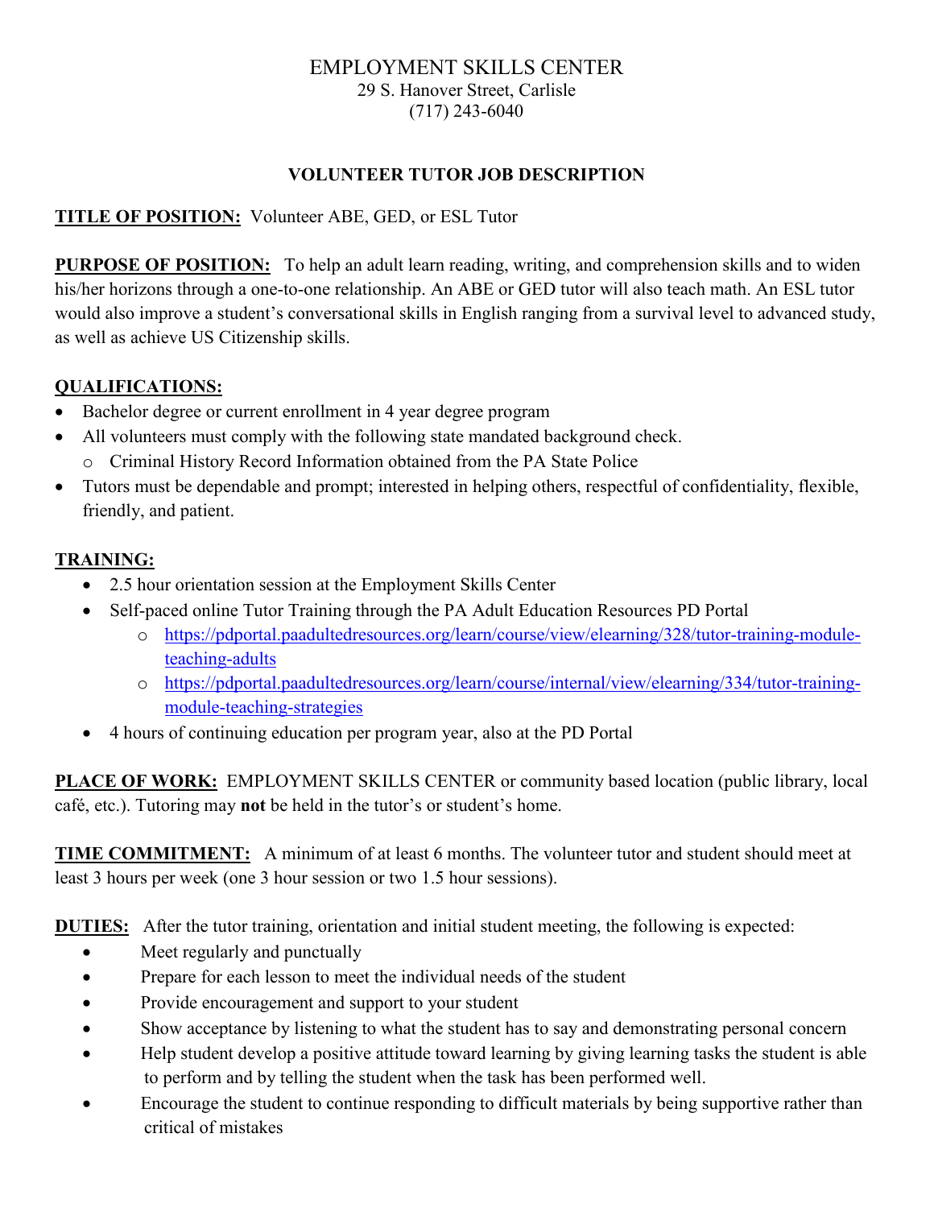# EMPLOYMENT SKILLS CENTER

29 S. Hanover Street, Carlisle
(717) 243-6040

## VOLUNTEER TUTOR JOB DESCRIPTION

**TITLE OF POSITION:** Volunteer ABE, GED, or ESL Tutor

**PURPOSE OF POSITION:** To help an adult learn reading, writing, and comprehension skills and to widen his/her horizons through a one-to-one relationship. An ABE or GED tutor will also teach math. An ESL tutor would also improve a student's conversational skills in English ranging from a survival level to advanced study, as well as achieve US Citizenship skills.

**QUALIFICATIONS:**

- Bachelor degree or current enrollment in 4 year degree program
- All volunteers must comply with the following state mandated background check.
  - Criminal History Record Information obtained from the PA State Police
- Tutors must be dependable and prompt; interested in helping others, respectful of confidentiality, flexible, friendly, and patient.

**TRAINING:**

- 2.5 hour orientation session at the Employment Skills Center
- Self-paced online Tutor Training through the PA Adult Education Resources PD Portal
  - https://pdportal.paadultedresources.org/learn/course/view/elearning/328/tutor-training-module-teaching-adults
  - https://pdportal.paadultedresources.org/learn/course/internal/view/elearning/334/tutor-training-module-teaching-strategies
- 4 hours of continuing education per program year, also at the PD Portal

**PLACE OF WORK:** EMPLOYMENT SKILLS CENTER or community based location (public library, local café, etc.). Tutoring may **not** be held in the tutor's or student's home.

**TIME COMMITMENT:** A minimum of at least 6 months. The volunteer tutor and student should meet at least 3 hours per week (one 3 hour session or two 1.5 hour sessions).

**DUTIES:** After the tutor training, orientation and initial student meeting, the following is expected:

- Meet regularly and punctually
- Prepare for each lesson to meet the individual needs of the student
- Provide encouragement and support to your student
- Show acceptance by listening to what the student has to say and demonstrating personal concern
- Help student develop a positive attitude toward learning by giving learning tasks the student is able to perform and by telling the student when the task has been performed well.
- Encourage the student to continue responding to difficult materials by being supportive rather than critical of mistakes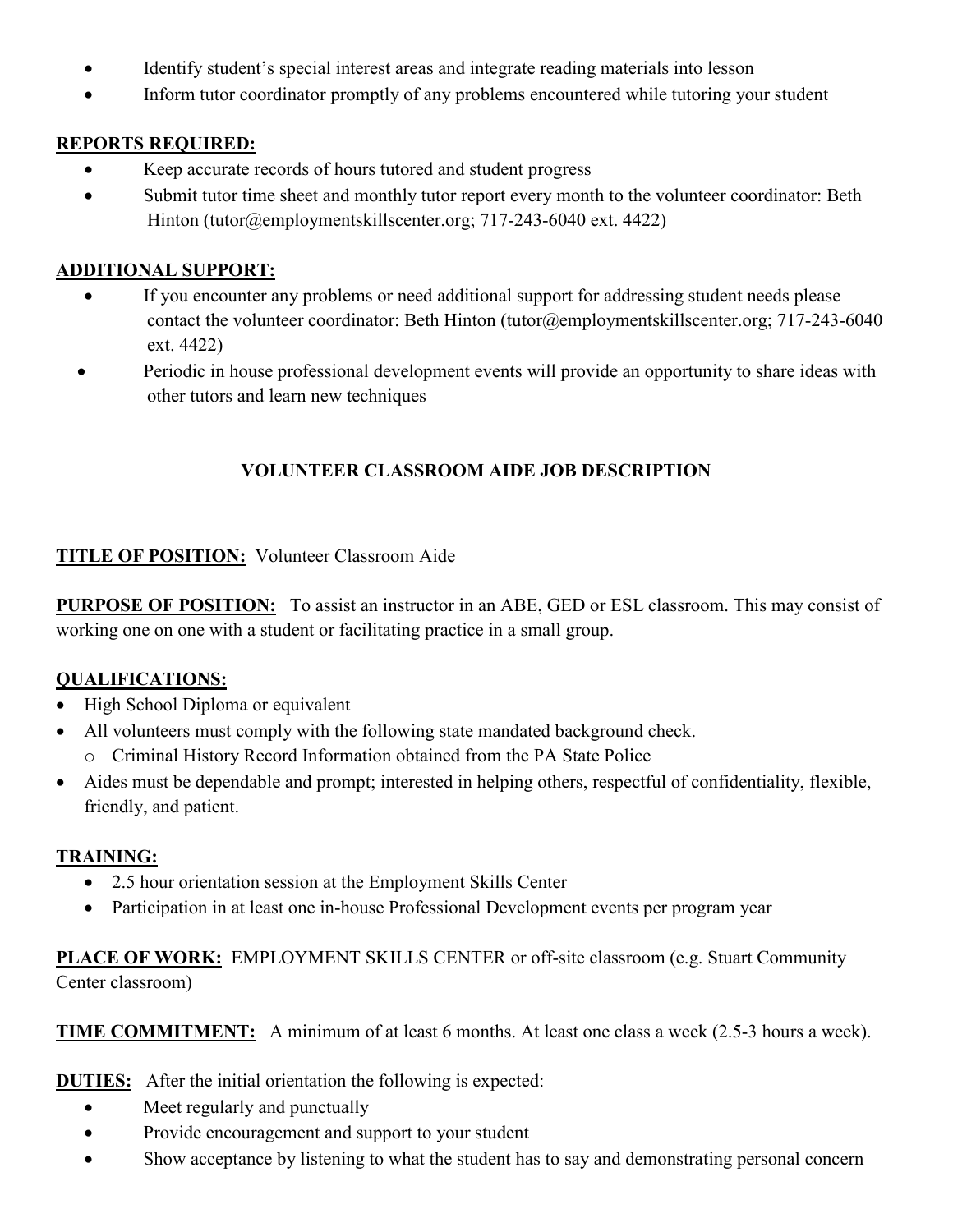- Identify student's special interest areas and integrate reading materials into lesson
- Inform tutor coordinator promptly of any problems encountered while tutoring your student

**REPORTS REQUIRED:**

- Keep accurate records of hours tutored and student progress
- Submit tutor time sheet and monthly tutor report every month to the volunteer coordinator: Beth Hinton (tutor@employmentskillscenter.org; 717-243-6040 ext. 4422)

**ADDITIONAL SUPPORT:**

- If you encounter any problems or need additional support for addressing student needs please contact the volunteer coordinator: Beth Hinton (tutor@employmentskillscenter.org; 717-243-6040 ext. 4422)
- Periodic in house professional development events will provide an opportunity to share ideas with other tutors and learn new techniques

## VOLUNTEER CLASSROOM AIDE JOB DESCRIPTION

**TITLE OF POSITION:** Volunteer Classroom Aide

**PURPOSE OF POSITION:** To assist an instructor in an ABE, GED or ESL classroom. This may consist of working one on one with a student or facilitating practice in a small group.

**QUALIFICATIONS:**

- High School Diploma or equivalent
- All volunteers must comply with the following state mandated background check.
  - Criminal History Record Information obtained from the PA State Police
- Aides must be dependable and prompt; interested in helping others, respectful of confidentiality, flexible, friendly, and patient.

**TRAINING:**

- 2.5 hour orientation session at the Employment Skills Center
- Participation in at least one in-house Professional Development events per program year

**PLACE OF WORK:** EMPLOYMENT SKILLS CENTER or off-site classroom (e.g. Stuart Community Center classroom)

**TIME COMMITMENT:** A minimum of at least 6 months. At least one class a week (2.5-3 hours a week).

**DUTIES:** After the initial orientation the following is expected:

- Meet regularly and punctually
- Provide encouragement and support to your student
- Show acceptance by listening to what the student has to say and demonstrating personal concern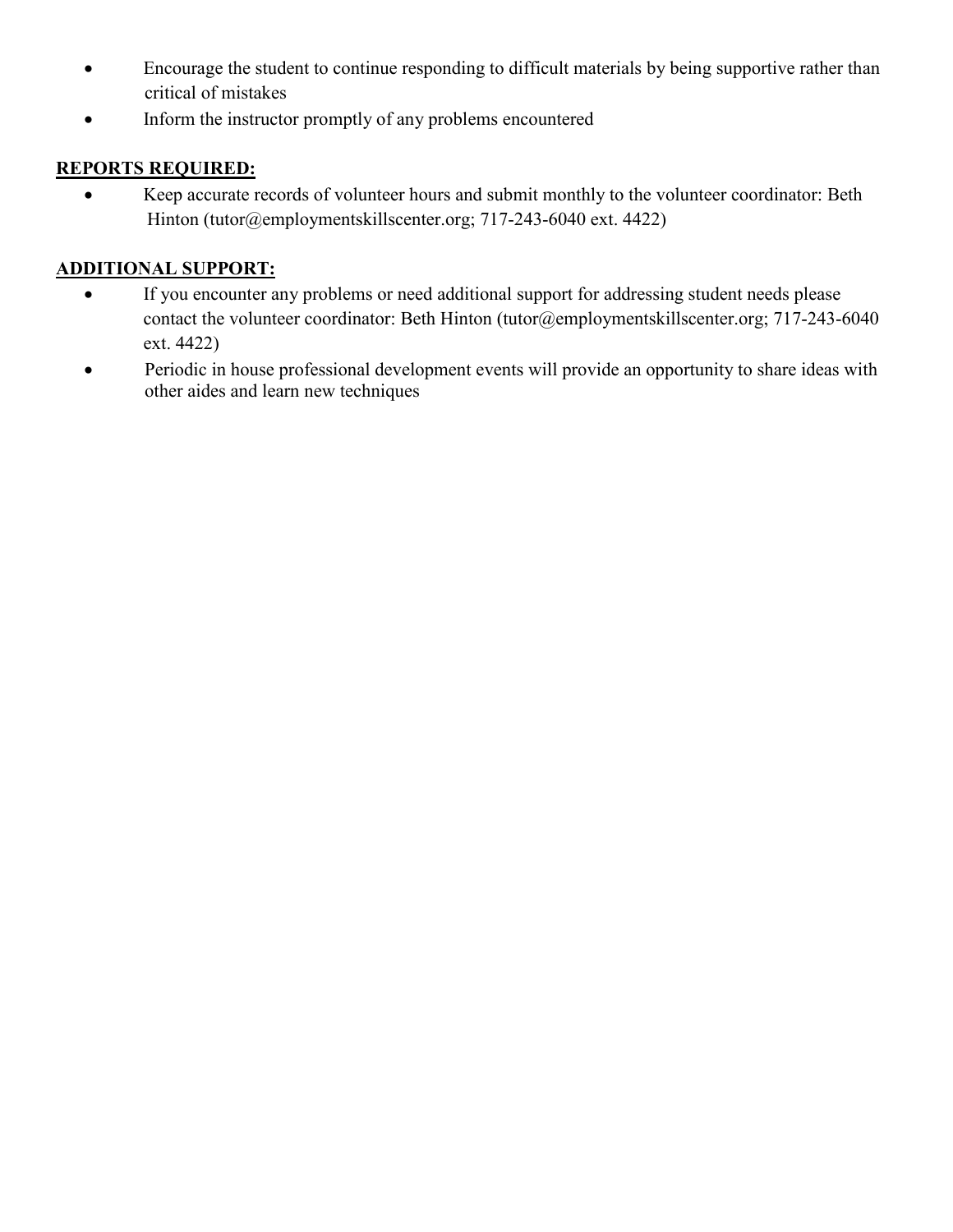- Encourage the student to continue responding to difficult materials by being supportive rather than critical of mistakes
- Inform the instructor promptly of any problems encountered

**REPORTS REQUIRED:**

- Keep accurate records of volunteer hours and submit monthly to the volunteer coordinator: Beth Hinton (tutor@employmentskillscenter.org; 717-243-6040 ext. 4422)

**ADDITIONAL SUPPORT:**

- If you encounter any problems or need additional support for addressing student needs please contact the volunteer coordinator: Beth Hinton (tutor@employmentskillscenter.org; 717-243-6040 ext. 4422)
- Periodic in house professional development events will provide an opportunity to share ideas with other aides and learn new techniques